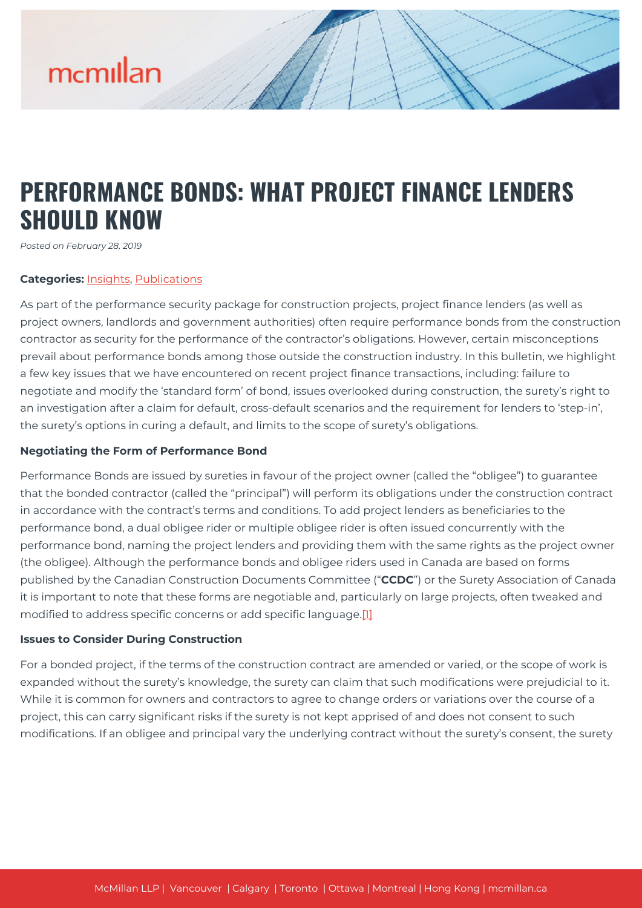# PERFORMANCE BONDS: WHAT PROJECT FINANCE LENDERS SHOULD KNOW

*Posted on February 28, 2019*

**Categories:** Insights, Publications

As part of the performance security package for construction projects, project finance lenders (as well as project owners, landlords and government authorities) often require performance bonds from the construction contractor as security for the performance of the contractor's obligations. However, certain misconceptions prevail about performance bonds among those outside the construction industry. In this bulletin, we highlight a few key issues that we have encountered on recent project finance transactions, including: failure to negotiate and modify the 'standard form' of bond, issues overlooked during construction, the surety's right to an investigation after a claim for default, cross-default scenarios and the requirement for lenders to 'step-in', the surety's options in curing a default, and limits to the scope of surety's obligations.

**Negotiating the Form of Performance Bond**

Performance Bonds are issued by sureties in favour of the project owner (called the "obligee") to guarantee that the bonded contractor (called the "principal") will perform its obligations under the construction contract in accordance with the contract's terms and conditions. To add project lenders as beneficiaries to the performance bond, a dual obligee rider or multiple obligee rider is often issued concurrently with the performance bond, naming the project lenders and providing them with the same rights as the project owner (the obligee). Although the performance bonds and obligee riders used in Canada are based on forms published by the Canadian Construction Documents Committee ("**CCDC**") or the Surety Association of Canada it is important to note that these forms are negotiable and, particularly on large projects, often tweaked and modified to address specific concerns or add specific language.[1]

**Issues to Consider During Construction**

For a bonded project, if the terms of the construction contract are amended or varied, or the scope of work is expanded without the surety's knowledge, the surety can claim that such modifications were prejudicial to it. While it is common for owners and contractors to agree to change orders or variations over the course of a project, this can carry significant risks if the surety is not kept apprised of and does not consent to such modifications. If an obligee and principal vary the underlying contract without the surety's consent, the surety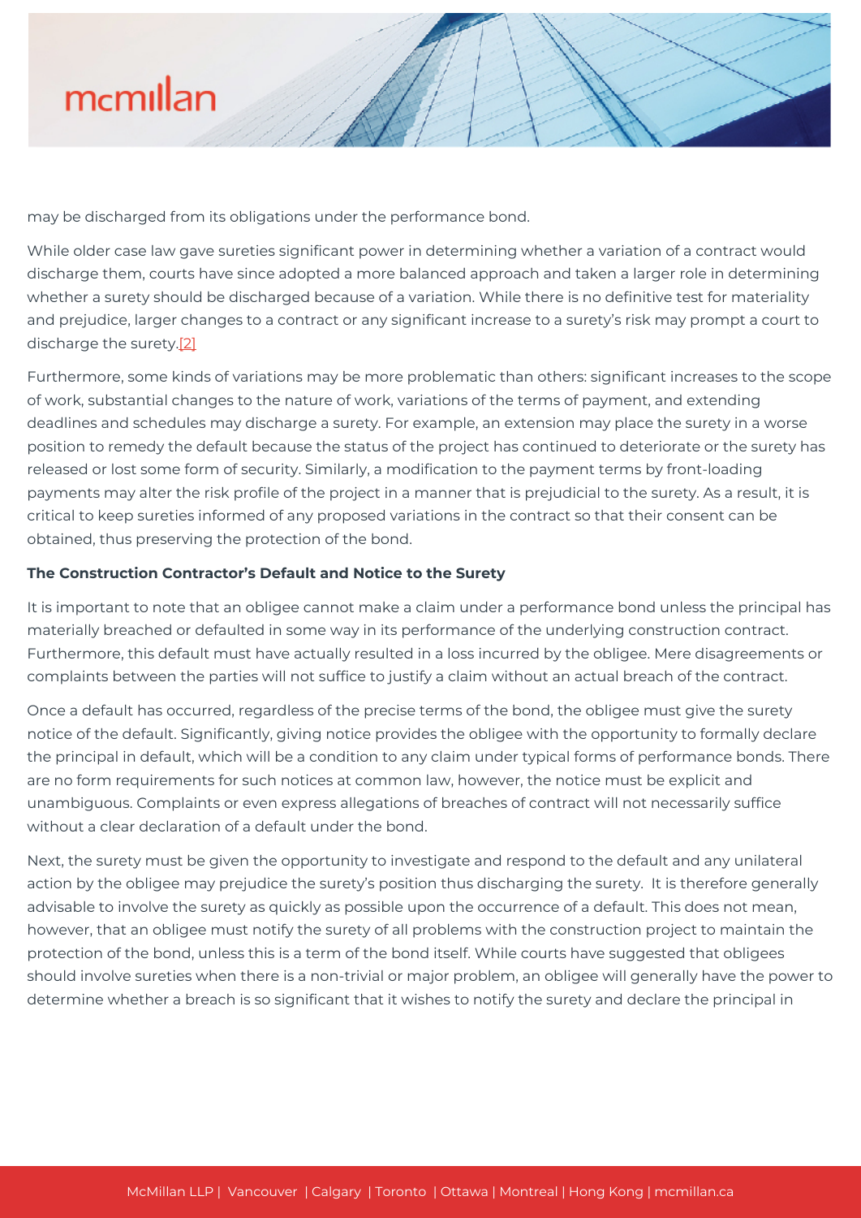may be discharged from its obligations under the performance bond.

While older case law gave sureties significant power in determining whether a variation of a contract would discharge them, courts have since adopted a more balanced approach and taken a larger role in determining whether a surety should be discharged because of a variation. While there is no definitive test for materiality and prejudice, larger changes to a contract or any significant increase to a surety's risk may prompt a court to discharge the surety.[2]

Furthermore, some kinds of variations may be more problematic than others: significant increases to the scope of work, substantial changes to the nature of work, variations of the terms of payment, and extending deadlines and schedules may discharge a surety. For example, an extension may place the surety in a worse position to remedy the default because the status of the project has continued to deteriorate or the surety has released or lost some form of security. Similarly, a modification to the payment terms by front-loading payments may alter the risk profile of the project in a manner that is prejudicial to the surety. As a result, it is critical to keep sureties informed of any proposed variations in the contract so that their consent can be obtained, thus preserving the protection of the bond.

**The Construction Contractor's Default and Notice to the Surety**

It is important to note that an obligee cannot make a claim under a performance bond unless the principal has materially breached or defaulted in some way in its performance of the underlying construction contract. Furthermore, this default must have actually resulted in a loss incurred by the obligee. Mere disagreements or complaints between the parties will not suffice to justify a claim without an actual breach of the contract.

Once a default has occurred, regardless of the precise terms of the bond, the obligee must give the surety notice of the default. Significantly, giving notice provides the obligee with the opportunity to formally declare the principal in default, which will be a condition to any claim under typical forms of performance bonds. There are no form requirements for such notices at common law, however, the notice must be explicit and unambiguous. Complaints or even express allegations of breaches of contract will not necessarily suffice without a clear declaration of a default under the bond.

Next, the surety must be given the opportunity to investigate and respond to the default and any unilateral action by the obligee may prejudice the surety's position thus discharging the surety. It is therefore generally advisable to involve the surety as quickly as possible upon the occurrence of a default. This does not mean, however, that an obligee must notify the surety of all problems with the construction project to maintain the protection of the bond, unless this is a term of the bond itself. While courts have suggested that obligees should involve sureties when there is a non-trivial or major problem, an obligee will generally have the power to determine whether a breach is so significant that it wishes to notify the surety and declare the principal in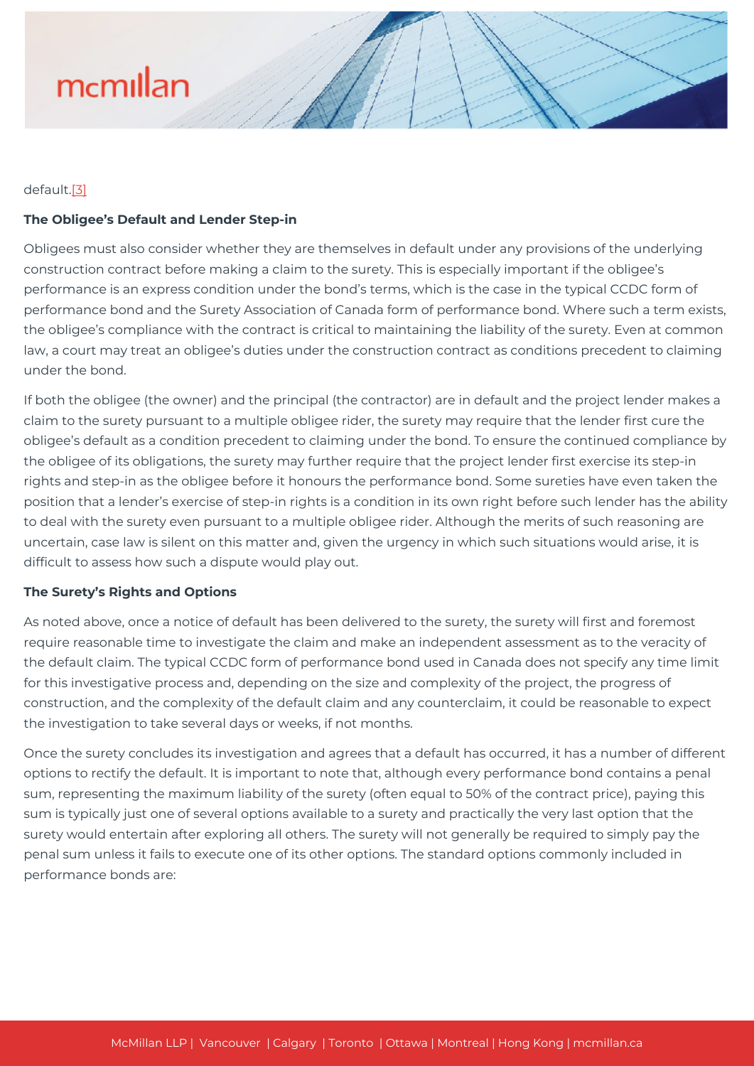default.[3]

**The Obligee's Default and Lender Step-in**

Obligees must also consider whether they are themselves in default under any provisions of the underlying construction contract before making a claim to the surety. This is especially important if the obligee's performance is an express condition under the bond's terms, which is the case in the typical CCDC form of performance bond and the Surety Association of Canada form of performance bond. Where such a term exists, the obligee's compliance with the contract is critical to maintaining the liability of the surety. Even at common law, a court may treat an obligee's duties under the construction contract as conditions precedent to claiming under the bond.

If both the obligee (the owner) and the principal (the contractor) are in default and the project lender makes a claim to the surety pursuant to a multiple obligee rider, the surety may require that the lender first cure the obligee's default as a condition precedent to claiming under the bond. To ensure the continued compliance by the obligee of its obligations, the surety may further require that the project lender first exercise its step-in rights and step-in as the obligee before it honours the performance bond. Some sureties have even taken the position that a lender's exercise of step-in rights is a condition in its own right before such lender has the ability to deal with the surety even pursuant to a multiple obligee rider. Although the merits of such reasoning are uncertain, case law is silent on this matter and, given the urgency in which such situations would arise, it is difficult to assess how such a dispute would play out.

**The Surety's Rights and Options**

As noted above, once a notice of default has been delivered to the surety, the surety will first and foremost require reasonable time to investigate the claim and make an independent assessment as to the veracity of the default claim. The typical CCDC form of performance bond used in Canada does not specify any time limit for this investigative process and, depending on the size and complexity of the project, the progress of construction, and the complexity of the default claim and any counterclaim, it could be reasonable to expect the investigation to take several days or weeks, if not months.

Once the surety concludes its investigation and agrees that a default has occurred, it has a number of different options to rectify the default. It is important to note that, although every performance bond contains a penal sum, representing the maximum liability of the surety (often equal to 50% of the contract price), paying this sum is typically just one of several options available to a surety and practically the very last option that the surety would entertain after exploring all others. The surety will not generally be required to simply pay the penal sum unless it fails to execute one of its other options. The standard options commonly included in performance bonds are: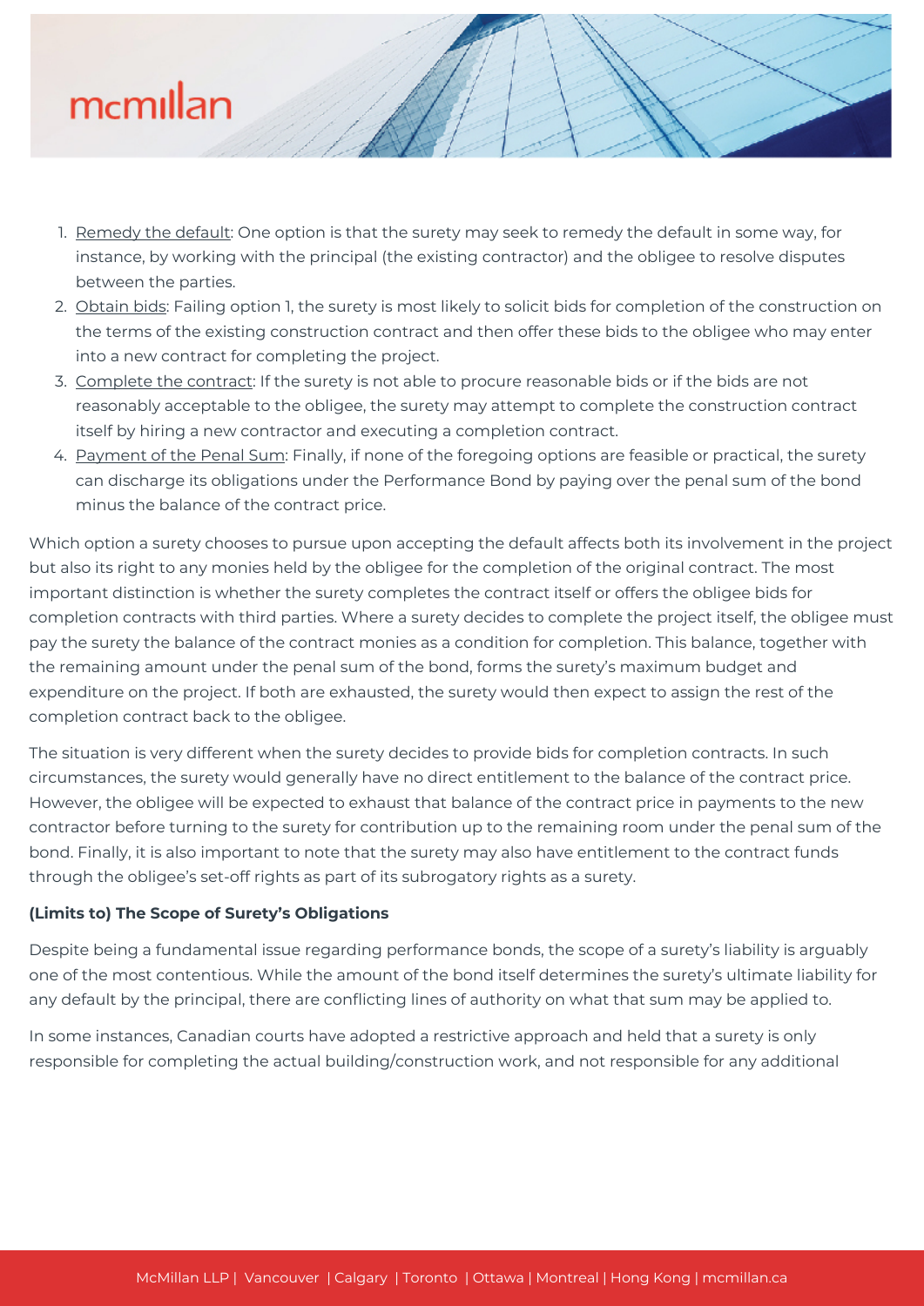1. Remedy the default: One option is that the surety may seek to remedy the default in some way, for instance, by working with the principal (the existing contractor) and the obligee to resolve disputes between the parties.
2. Obtain bids: Failing option 1, the surety is most likely to solicit bids for completion of the construction on the terms of the existing construction contract and then offer these bids to the obligee who may enter into a new contract for completing the project.
3. Complete the contract: If the surety is not able to procure reasonable bids or if the bids are not reasonably acceptable to the obligee, the surety may attempt to complete the construction contract itself by hiring a new contractor and executing a completion contract.
4. Payment of the Penal Sum: Finally, if none of the foregoing options are feasible or practical, the surety can discharge its obligations under the Performance Bond by paying over the penal sum of the bond minus the balance of the contract price.

Which option a surety chooses to pursue upon accepting the default affects both its involvement in the project but also its right to any monies held by the obligee for the completion of the original contract. The most important distinction is whether the surety completes the contract itself or offers the obligee bids for completion contracts with third parties. Where a surety decides to complete the project itself, the obligee must pay the surety the balance of the contract monies as a condition for completion. This balance, together with the remaining amount under the penal sum of the bond, forms the surety's maximum budget and expenditure on the project. If both are exhausted, the surety would then expect to assign the rest of the completion contract back to the obligee.

The situation is very different when the surety decides to provide bids for completion contracts. In such circumstances, the surety would generally have no direct entitlement to the balance of the contract price. However, the obligee will be expected to exhaust that balance of the contract price in payments to the new contractor before turning to the surety for contribution up to the remaining room under the penal sum of the bond. Finally, it is also important to note that the surety may also have entitlement to the contract funds through the obligee's set-off rights as part of its subrogatory rights as a surety.

**(Limits to) The Scope of Surety's Obligations**

Despite being a fundamental issue regarding performance bonds, the scope of a surety's liability is arguably one of the most contentious. While the amount of the bond itself determines the surety's ultimate liability for any default by the principal, there are conflicting lines of authority on what that sum may be applied to.

In some instances, Canadian courts have adopted a restrictive approach and held that a surety is only responsible for completing the actual building/construction work, and not responsible for any additional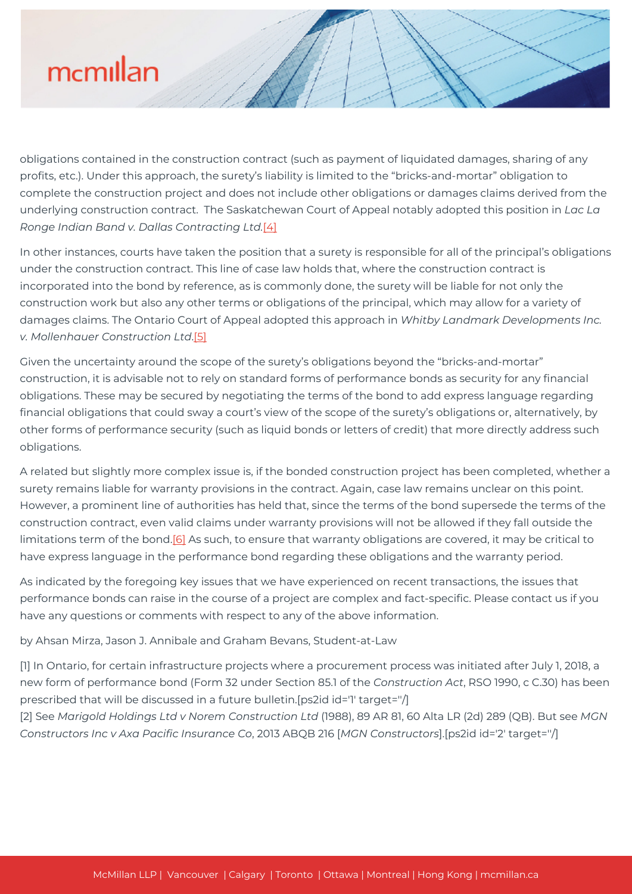obligations contained in the construction contract (such as payment of liquidated damages, sharing of any profits, etc.). Under this approach, the surety's liability is limited to the "bricks-and-mortar" obligation to complete the construction project and does not include other obligations or damages claims derived from the underlying construction contract. The Saskatchewan Court of Appeal notably adopted this position in *Lac La Ronge Indian Band v. Dallas Contracting Ltd.*[4]

In other instances, courts have taken the position that a surety is responsible for all of the principal's obligations under the construction contract. This line of case law holds that, where the construction contract is incorporated into the bond by reference, as is commonly done, the surety will be liable for not only the construction work but also any other terms or obligations of the principal, which may allow for a variety of damages claims. The Ontario Court of Appeal adopted this approach in *Whitby Landmark Developments Inc. v. Mollenhauer Construction Ltd*.[5]

Given the uncertainty around the scope of the surety's obligations beyond the "bricks-and-mortar" construction, it is advisable not to rely on standard forms of performance bonds as security for any financial obligations. These may be secured by negotiating the terms of the bond to add express language regarding financial obligations that could sway a court's view of the scope of the surety's obligations or, alternatively, by other forms of performance security (such as liquid bonds or letters of credit) that more directly address such obligations.

A related but slightly more complex issue is, if the bonded construction project has been completed, whether a surety remains liable for warranty provisions in the contract. Again, case law remains unclear on this point. However, a prominent line of authorities has held that, since the terms of the bond supersede the terms of the construction contract, even valid claims under warranty provisions will not be allowed if they fall outside the limitations term of the bond.[6] As such, to ensure that warranty obligations are covered, it may be critical to have express language in the performance bond regarding these obligations and the warranty period.

As indicated by the foregoing key issues that we have experienced on recent transactions, the issues that performance bonds can raise in the course of a project are complex and fact-specific. Please contact us if you have any questions or comments with respect to any of the above information.

by Ahsan Mirza, Jason J. Annibale and Graham Bevans, Student-at-Law

[1] In Ontario, for certain infrastructure projects where a procurement process was initiated after July 1, 2018, a new form of performance bond (Form 32 under Section 85.1 of the *Construction Act*, RSO 1990, c C.30) has been prescribed that will be discussed in a future bulletin.[ps2id id='1' target=''/]
[2] See *Marigold Holdings Ltd v Norem Construction Ltd* (1988), 89 AR 81, 60 Alta LR (2d) 289 (QB). But see *MGN Constructors Inc v Axa Pacific Insurance Co*, 2013 ABQB 216 [*MGN Constructors*].[ps2id id='2' target=''/]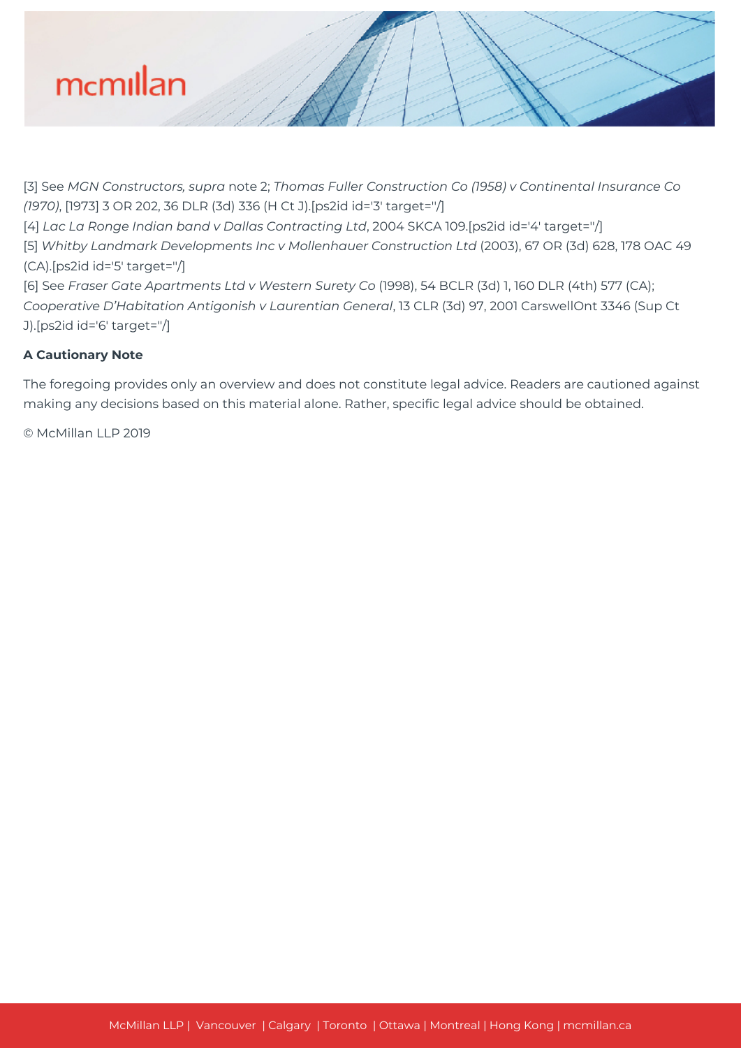[3] See *MGN Constructors, supra* note 2; *Thomas Fuller Construction Co (1958) v Continental Insurance Co (1970)*, [1973] 3 OR 202, 36 DLR (3d) 336 (H Ct J).[ps2id id='3' target=''/]

[4] *Lac La Ronge Indian band v Dallas Contracting Ltd*, 2004 SKCA 109.[ps2id id='4' target=''/]

[5] *Whitby Landmark Developments Inc v Mollenhauer Construction Ltd* (2003), 67 OR (3d) 628, 178 OAC 49 (CA).[ps2id id='5' target=''/]

[6] See *Fraser Gate Apartments Ltd v Western Surety Co* (1998), 54 BCLR (3d) 1, 160 DLR (4th) 577 (CA); *Cooperative D'Habitation Antigonish v Laurentian General*, 13 CLR (3d) 97, 2001 CarswellOnt 3346 (Sup Ct J).[ps2id id='6' target=''/]

**A Cautionary Note**

The foregoing provides only an overview and does not constitute legal advice. Readers are cautioned against making any decisions based on this material alone. Rather, specific legal advice should be obtained.

© McMillan LLP 2019